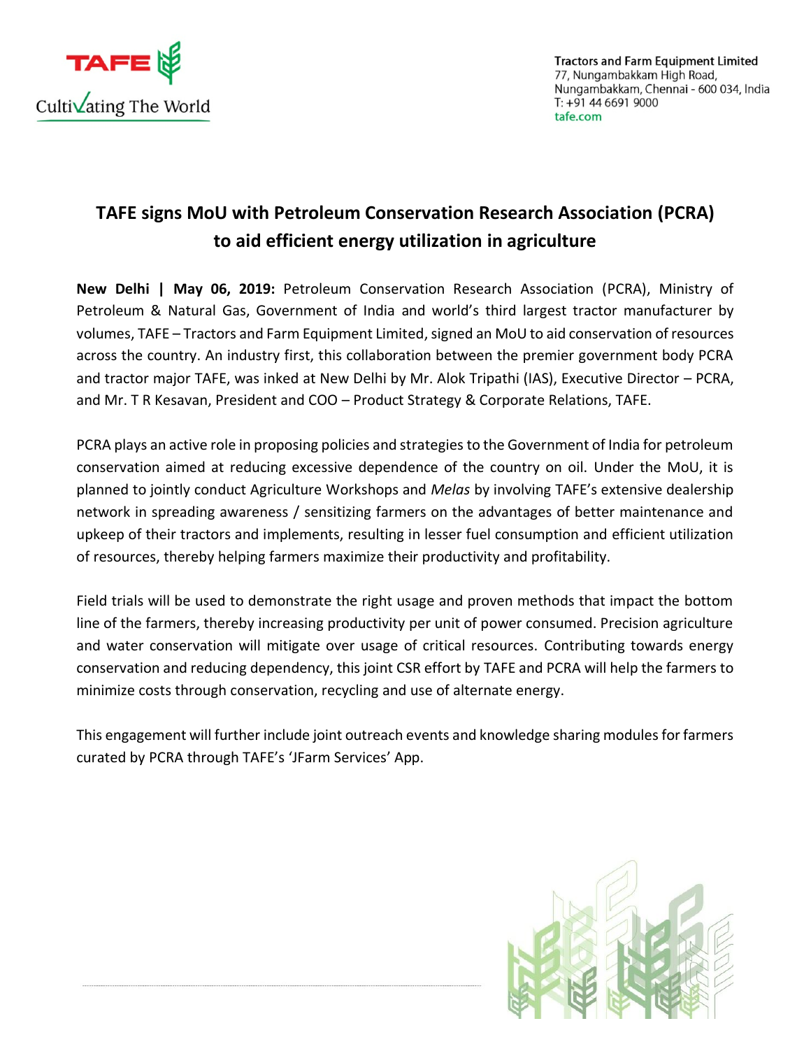Tractors and Farm Equipment Limited
77, Nungambakkam High Road,
Nungambakkam, Chennai - 600 034, India
T: +91 44 6691 9000
tafe.com

# TAFE signs MoU with Petroleum Conservation Research Association (PCRA) to aid efficient energy utilization in agriculture

**New Delhi | May 06, 2019:** Petroleum Conservation Research Association (PCRA), Ministry of Petroleum & Natural Gas, Government of India and world's third largest tractor manufacturer by volumes, TAFE – Tractors and Farm Equipment Limited, signed an MoU to aid conservation of resources across the country. An industry first, this collaboration between the premier government body PCRA and tractor major TAFE, was inked at New Delhi by Mr. Alok Tripathi (IAS), Executive Director – PCRA, and Mr. T R Kesavan, President and COO – Product Strategy & Corporate Relations, TAFE.

PCRA plays an active role in proposing policies and strategies to the Government of India for petroleum conservation aimed at reducing excessive dependence of the country on oil. Under the MoU, it is planned to jointly conduct Agriculture Workshops and *Melas* by involving TAFE's extensive dealership network in spreading awareness / sensitizing farmers on the advantages of better maintenance and upkeep of their tractors and implements, resulting in lesser fuel consumption and efficient utilization of resources, thereby helping farmers maximize their productivity and profitability.

Field trials will be used to demonstrate the right usage and proven methods that impact the bottom line of the farmers, thereby increasing productivity per unit of power consumed. Precision agriculture and water conservation will mitigate over usage of critical resources. Contributing towards energy conservation and reducing dependency, this joint CSR effort by TAFE and PCRA will help the farmers to minimize costs through conservation, recycling and use of alternate energy.

This engagement will further include joint outreach events and knowledge sharing modules for farmers curated by PCRA through TAFE's 'JFarm Services' App.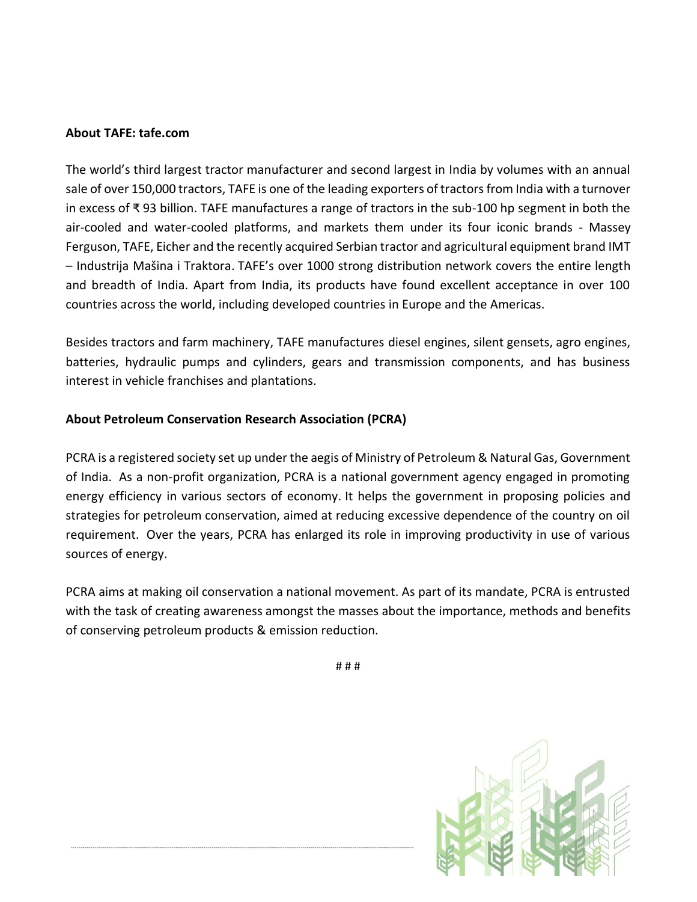**About TAFE: tafe.com**

The world's third largest tractor manufacturer and second largest in India by volumes with an annual sale of over 150,000 tractors, TAFE is one of the leading exporters of tractors from India with a turnover in excess of ₹ 93 billion. TAFE manufactures a range of tractors in the sub-100 hp segment in both the air-cooled and water-cooled platforms, and markets them under its four iconic brands - Massey Ferguson, TAFE, Eicher and the recently acquired Serbian tractor and agricultural equipment brand IMT – Industrija Mašina i Traktora. TAFE's over 1000 strong distribution network covers the entire length and breadth of India. Apart from India, its products have found excellent acceptance in over 100 countries across the world, including developed countries in Europe and the Americas.

Besides tractors and farm machinery, TAFE manufactures diesel engines, silent gensets, agro engines, batteries, hydraulic pumps and cylinders, gears and transmission components, and has business interest in vehicle franchises and plantations.

**About Petroleum Conservation Research Association (PCRA)**

PCRA is a registered society set up under the aegis of Ministry of Petroleum & Natural Gas, Government of India. As a non-profit organization, PCRA is a national government agency engaged in promoting energy efficiency in various sectors of economy. It helps the government in proposing policies and strategies for petroleum conservation, aimed at reducing excessive dependence of the country on oil requirement. Over the years, PCRA has enlarged its role in improving productivity in use of various sources of energy.

PCRA aims at making oil conservation a national movement. As part of its mandate, PCRA is entrusted with the task of creating awareness amongst the masses about the importance, methods and benefits of conserving petroleum products & emission reduction.

# # #